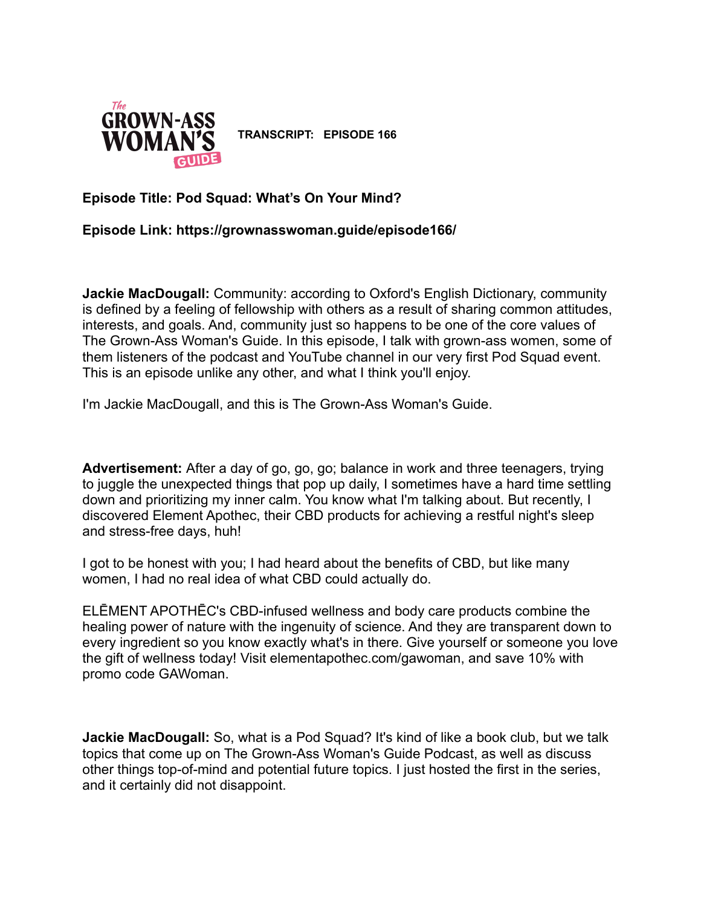**TRANSCRIPT: EPISODE 166**

**Episode Title: Pod Squad: What's On Your Mind?**

**Episode Link: https://grownasswoman.guide/episode166/**

**Jackie MacDougall:** Community: according to Oxford's English Dictionary, community is defined by a feeling of fellowship with others as a result of sharing common attitudes, interests, and goals. And, community just so happens to be one of the core values of The Grown-Ass Woman's Guide. In this episode, I talk with grown-ass women, some of them listeners of the podcast and YouTube channel in our very first Pod Squad event. This is an episode unlike any other, and what I think you'll enjoy.

I'm Jackie MacDougall, and this is The Grown-Ass Woman's Guide.

**Advertisement:** After a day of go, go, go; balance in work and three teenagers, trying to juggle the unexpected things that pop up daily, I sometimes have a hard time settling down and prioritizing my inner calm. You know what I'm talking about. But recently, I discovered Element Apothec, their CBD products for achieving a restful night's sleep and stress-free days, huh!

I got to be honest with you; I had heard about the benefits of CBD, but like many women, I had no real idea of what CBD could actually do.

ELĒMENT APOTHĒC's CBD-infused wellness and body care products combine the healing power of nature with the ingenuity of science. And they are transparent down to every ingredient so you know exactly what's in there. Give yourself or someone you love the gift of wellness today! Visit elementapothec.com/gawoman, and save 10% with promo code GAWoman.

**Jackie MacDougall:** So, what is a Pod Squad? It's kind of like a book club, but we talk topics that come up on The Grown-Ass Woman's Guide Podcast, as well as discuss other things top-of-mind and potential future topics. I just hosted the first in the series, and it certainly did not disappoint.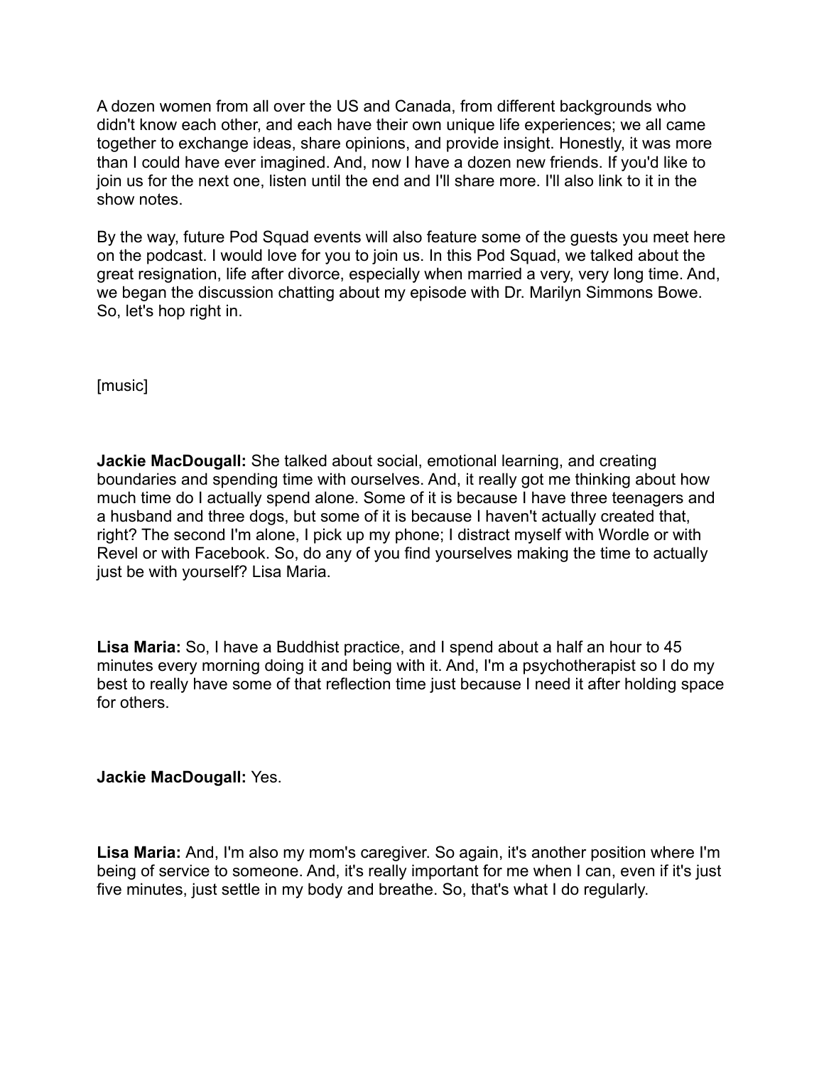A dozen women from all over the US and Canada, from different backgrounds who didn't know each other, and each have their own unique life experiences; we all came together to exchange ideas, share opinions, and provide insight. Honestly, it was more than I could have ever imagined. And, now I have a dozen new friends. If you'd like to join us for the next one, listen until the end and I'll share more. I'll also link to it in the show notes.

By the way, future Pod Squad events will also feature some of the guests you meet here on the podcast. I would love for you to join us. In this Pod Squad, we talked about the great resignation, life after divorce, especially when married a very, very long time. And, we began the discussion chatting about my episode with Dr. Marilyn Simmons Bowe. So, let's hop right in.

[music]

**Jackie MacDougall:** She talked about social, emotional learning, and creating boundaries and spending time with ourselves. And, it really got me thinking about how much time do I actually spend alone. Some of it is because I have three teenagers and a husband and three dogs, but some of it is because I haven't actually created that, right? The second I'm alone, I pick up my phone; I distract myself with Wordle or with Revel or with Facebook. So, do any of you find yourselves making the time to actually just be with yourself? Lisa Maria.

**Lisa Maria:** So, I have a Buddhist practice, and I spend about a half an hour to 45 minutes every morning doing it and being with it. And, I'm a psychotherapist so I do my best to really have some of that reflection time just because I need it after holding space for others.

**Jackie MacDougall:** Yes.

**Lisa Maria:** And, I'm also my mom's caregiver. So again, it's another position where I'm being of service to someone. And, it's really important for me when I can, even if it's just five minutes, just settle in my body and breathe. So, that's what I do regularly.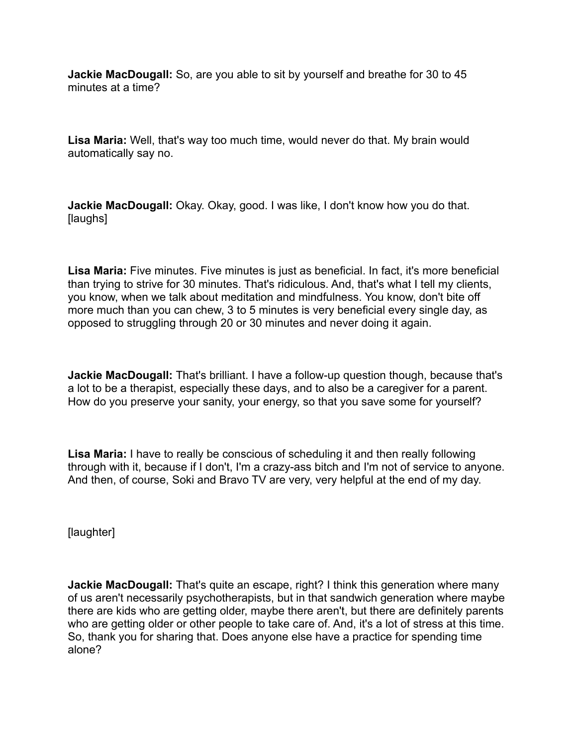**Jackie MacDougall:** So, are you able to sit by yourself and breathe for 30 to 45 minutes at a time?

**Lisa Maria:** Well, that's way too much time, would never do that. My brain would automatically say no.

**Jackie MacDougall:** Okay. Okay, good. I was like, I don't know how you do that. [laughs]

**Lisa Maria:** Five minutes. Five minutes is just as beneficial. In fact, it's more beneficial than trying to strive for 30 minutes. That's ridiculous. And, that's what I tell my clients, you know, when we talk about meditation and mindfulness. You know, don't bite off more much than you can chew, 3 to 5 minutes is very beneficial every single day, as opposed to struggling through 20 or 30 minutes and never doing it again.

**Jackie MacDougall:** That's brilliant. I have a follow-up question though, because that's a lot to be a therapist, especially these days, and to also be a caregiver for a parent. How do you preserve your sanity, your energy, so that you save some for yourself?

**Lisa Maria:** I have to really be conscious of scheduling it and then really following through with it, because if I don't, I'm a crazy-ass bitch and I'm not of service to anyone. And then, of course, Soki and Bravo TV are very, very helpful at the end of my day.

[laughter]

**Jackie MacDougall:** That's quite an escape, right? I think this generation where many of us aren't necessarily psychotherapists, but in that sandwich generation where maybe there are kids who are getting older, maybe there aren't, but there are definitely parents who are getting older or other people to take care of. And, it's a lot of stress at this time. So, thank you for sharing that. Does anyone else have a practice for spending time alone?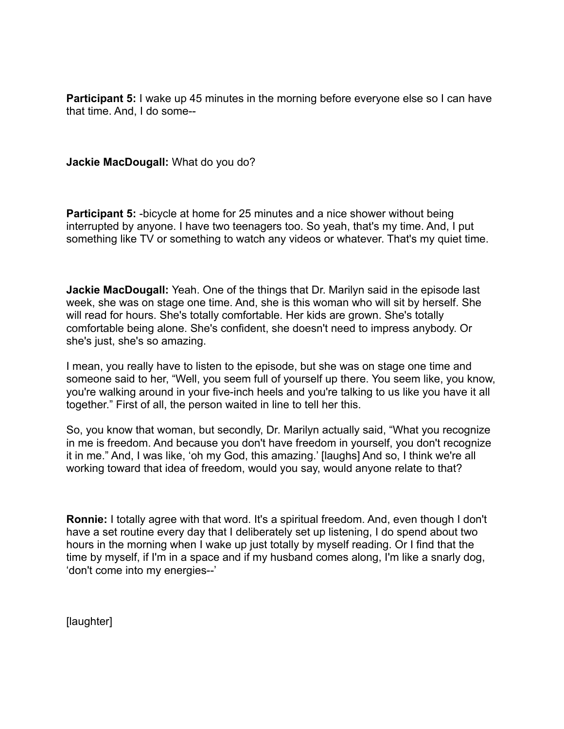**Participant 5:** I wake up 45 minutes in the morning before everyone else so I can have that time. And, I do some--

**Jackie MacDougall:** What do you do?

**Participant 5:** -bicycle at home for 25 minutes and a nice shower without being interrupted by anyone. I have two teenagers too. So yeah, that's my time. And, I put something like TV or something to watch any videos or whatever. That's my quiet time.

**Jackie MacDougall:** Yeah. One of the things that Dr. Marilyn said in the episode last week, she was on stage one time. And, she is this woman who will sit by herself. She will read for hours. She's totally comfortable. Her kids are grown. She's totally comfortable being alone. She's confident, she doesn't need to impress anybody. Or she's just, she's so amazing.

I mean, you really have to listen to the episode, but she was on stage one time and someone said to her, "Well, you seem full of yourself up there. You seem like, you know, you're walking around in your five-inch heels and you're talking to us like you have it all together." First of all, the person waited in line to tell her this.

So, you know that woman, but secondly, Dr. Marilyn actually said, "What you recognize in me is freedom. And because you don't have freedom in yourself, you don't recognize it in me." And, I was like, 'oh my God, this amazing.' [laughs] And so, I think we're all working toward that idea of freedom, would you say, would anyone relate to that?

**Ronnie:** I totally agree with that word. It's a spiritual freedom. And, even though I don't have a set routine every day that I deliberately set up listening, I do spend about two hours in the morning when I wake up just totally by myself reading. Or I find that the time by myself, if I'm in a space and if my husband comes along, I'm like a snarly dog, 'don't come into my energies--'

[laughter]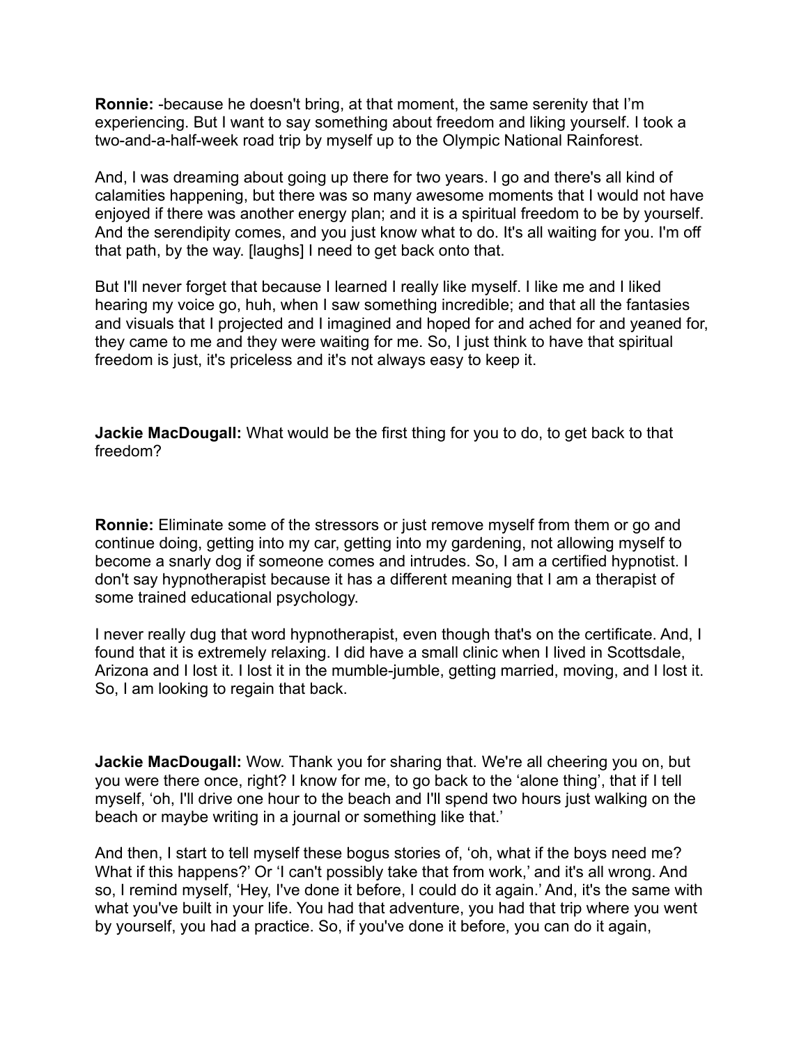**Ronnie:** -because he doesn't bring, at that moment, the same serenity that I'm experiencing. But I want to say something about freedom and liking yourself. I took a two-and-a-half-week road trip by myself up to the Olympic National Rainforest.

And, I was dreaming about going up there for two years. I go and there's all kind of calamities happening, but there was so many awesome moments that I would not have enjoyed if there was another energy plan; and it is a spiritual freedom to be by yourself. And the serendipity comes, and you just know what to do. It's all waiting for you. I'm off that path, by the way. [laughs] I need to get back onto that.

But I'll never forget that because I learned I really like myself. I like me and I liked hearing my voice go, huh, when I saw something incredible; and that all the fantasies and visuals that I projected and I imagined and hoped for and ached for and yeaned for, they came to me and they were waiting for me. So, I just think to have that spiritual freedom is just, it's priceless and it's not always easy to keep it.

**Jackie MacDougall:** What would be the first thing for you to do, to get back to that freedom?

**Ronnie:** Eliminate some of the stressors or just remove myself from them or go and continue doing, getting into my car, getting into my gardening, not allowing myself to become a snarly dog if someone comes and intrudes. So, I am a certified hypnotist. I don't say hypnotherapist because it has a different meaning that I am a therapist of some trained educational psychology.

I never really dug that word hypnotherapist, even though that's on the certificate. And, I found that it is extremely relaxing. I did have a small clinic when I lived in Scottsdale, Arizona and I lost it. I lost it in the mumble-jumble, getting married, moving, and I lost it. So, I am looking to regain that back.

**Jackie MacDougall:** Wow. Thank you for sharing that. We're all cheering you on, but you were there once, right? I know for me, to go back to the 'alone thing', that if I tell myself, 'oh, I'll drive one hour to the beach and I'll spend two hours just walking on the beach or maybe writing in a journal or something like that.'

And then, I start to tell myself these bogus stories of, 'oh, what if the boys need me? What if this happens?' Or 'I can't possibly take that from work,' and it's all wrong. And so, I remind myself, 'Hey, I've done it before, I could do it again.' And, it's the same with what you've built in your life. You had that adventure, you had that trip where you went by yourself, you had a practice. So, if you've done it before, you can do it again,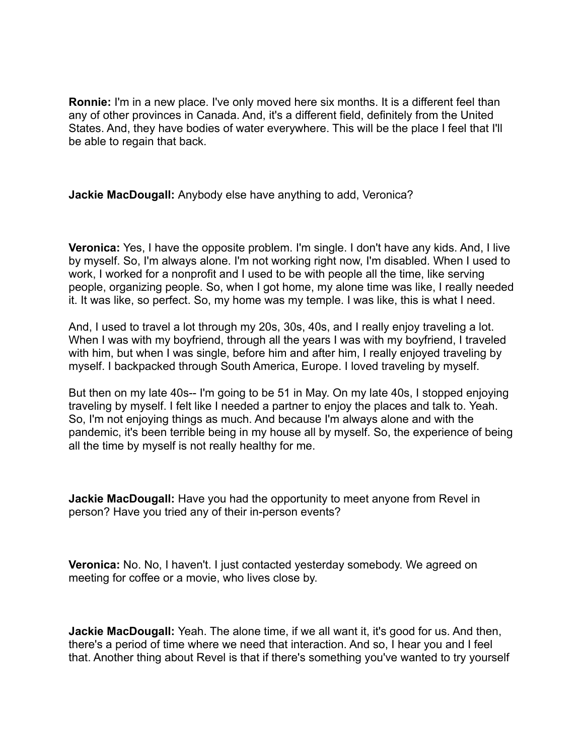**Ronnie:** I'm in a new place. I've only moved here six months. It is a different feel than any of other provinces in Canada. And, it's a different field, definitely from the United States. And, they have bodies of water everywhere. This will be the place I feel that I'll be able to regain that back.

**Jackie MacDougall:** Anybody else have anything to add, Veronica?

**Veronica:** Yes, I have the opposite problem. I'm single. I don't have any kids. And, I live by myself. So, I'm always alone. I'm not working right now, I'm disabled. When I used to work, I worked for a nonprofit and I used to be with people all the time, like serving people, organizing people. So, when I got home, my alone time was like, I really needed it. It was like, so perfect. So, my home was my temple. I was like, this is what I need.

And, I used to travel a lot through my 20s, 30s, 40s, and I really enjoy traveling a lot. When I was with my boyfriend, through all the years I was with my boyfriend, I traveled with him, but when I was single, before him and after him, I really enjoyed traveling by myself. I backpacked through South America, Europe. I loved traveling by myself.

But then on my late 40s-- I'm going to be 51 in May. On my late 40s, I stopped enjoying traveling by myself. I felt like I needed a partner to enjoy the places and talk to. Yeah. So, I'm not enjoying things as much. And because I'm always alone and with the pandemic, it's been terrible being in my house all by myself. So, the experience of being all the time by myself is not really healthy for me.

**Jackie MacDougall:** Have you had the opportunity to meet anyone from Revel in person? Have you tried any of their in-person events?

**Veronica:** No. No, I haven't. I just contacted yesterday somebody. We agreed on meeting for coffee or a movie, who lives close by.

**Jackie MacDougall:** Yeah. The alone time, if we all want it, it's good for us. And then, there's a period of time where we need that interaction. And so, I hear you and I feel that. Another thing about Revel is that if there's something you've wanted to try yourself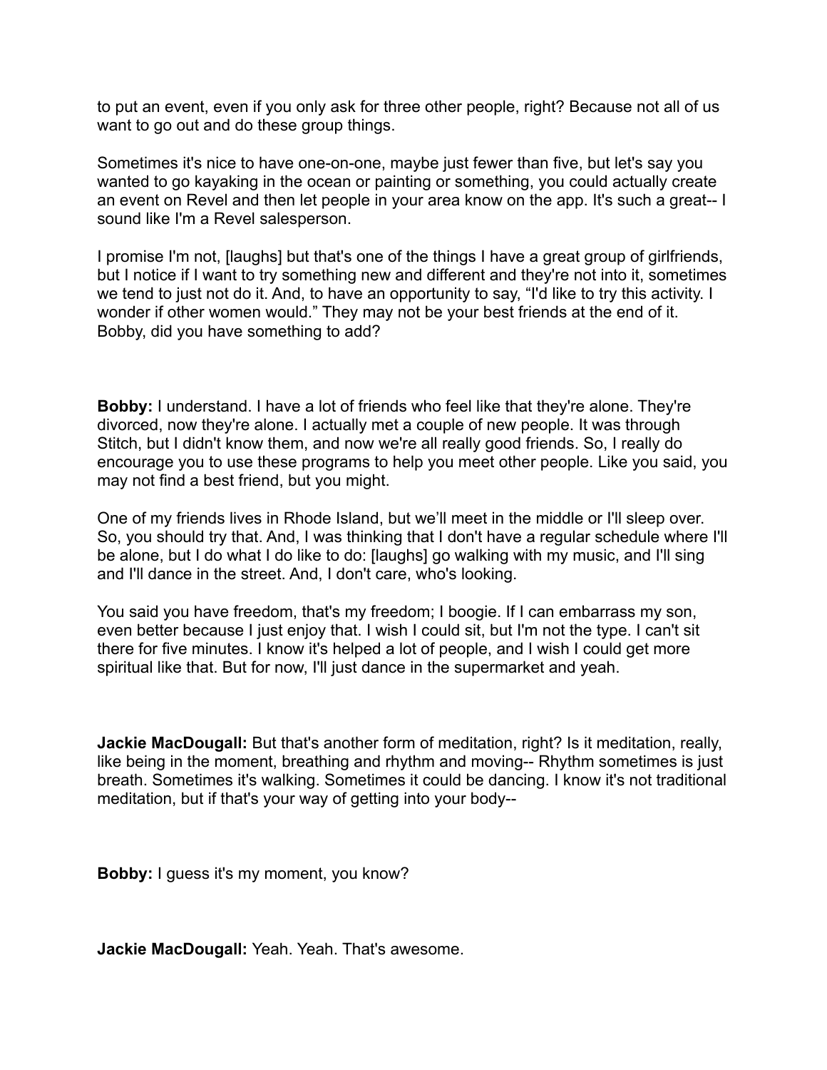to put an event, even if you only ask for three other people, right? Because not all of us want to go out and do these group things.

Sometimes it's nice to have one-on-one, maybe just fewer than five, but let's say you wanted to go kayaking in the ocean or painting or something, you could actually create an event on Revel and then let people in your area know on the app. It's such a great-- I sound like I'm a Revel salesperson.

I promise I'm not, [laughs] but that's one of the things I have a great group of girlfriends, but I notice if I want to try something new and different and they're not into it, sometimes we tend to just not do it. And, to have an opportunity to say, "I'd like to try this activity. I wonder if other women would." They may not be your best friends at the end of it. Bobby, did you have something to add?

**Bobby:** I understand. I have a lot of friends who feel like that they're alone. They're divorced, now they're alone. I actually met a couple of new people. It was through Stitch, but I didn't know them, and now we're all really good friends. So, I really do encourage you to use these programs to help you meet other people. Like you said, you may not find a best friend, but you might.

One of my friends lives in Rhode Island, but we'll meet in the middle or I'll sleep over. So, you should try that. And, I was thinking that I don't have a regular schedule where I'll be alone, but I do what I do like to do: [laughs] go walking with my music, and I'll sing and I'll dance in the street. And, I don't care, who's looking.

You said you have freedom, that's my freedom; I boogie. If I can embarrass my son, even better because I just enjoy that. I wish I could sit, but I'm not the type. I can't sit there for five minutes. I know it's helped a lot of people, and I wish I could get more spiritual like that. But for now, I'll just dance in the supermarket and yeah.

**Jackie MacDougall:** But that's another form of meditation, right? Is it meditation, really, like being in the moment, breathing and rhythm and moving-- Rhythm sometimes is just breath. Sometimes it's walking. Sometimes it could be dancing. I know it's not traditional meditation, but if that's your way of getting into your body--

**Bobby:** I guess it's my moment, you know?

**Jackie MacDougall:** Yeah. Yeah. That's awesome.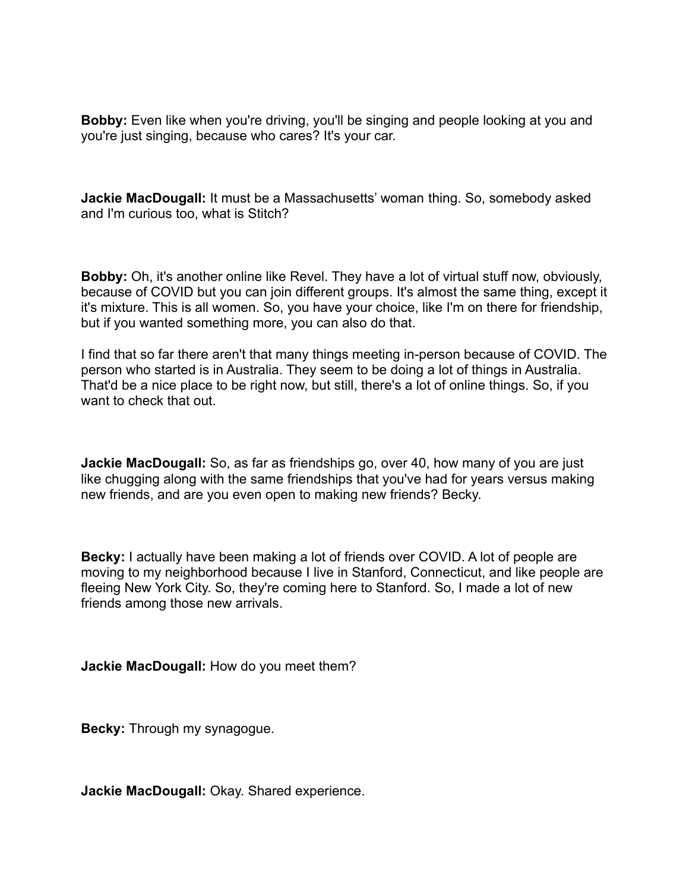**Bobby:** Even like when you're driving, you'll be singing and people looking at you and you're just singing, because who cares? It's your car.

**Jackie MacDougall:** It must be a Massachusetts' woman thing. So, somebody asked and I'm curious too, what is Stitch?

**Bobby:** Oh, it's another online like Revel. They have a lot of virtual stuff now, obviously, because of COVID but you can join different groups. It's almost the same thing, except it it's mixture. This is all women. So, you have your choice, like I'm on there for friendship, but if you wanted something more, you can also do that.

I find that so far there aren't that many things meeting in-person because of COVID. The person who started is in Australia. They seem to be doing a lot of things in Australia. That'd be a nice place to be right now, but still, there's a lot of online things. So, if you want to check that out.

**Jackie MacDougall:** So, as far as friendships go, over 40, how many of you are just like chugging along with the same friendships that you've had for years versus making new friends, and are you even open to making new friends? Becky.

**Becky:** I actually have been making a lot of friends over COVID. A lot of people are moving to my neighborhood because I live in Stanford, Connecticut, and like people are fleeing New York City. So, they're coming here to Stanford. So, I made a lot of new friends among those new arrivals.

**Jackie MacDougall:** How do you meet them?

**Becky:** Through my synagogue.

**Jackie MacDougall:** Okay. Shared experience.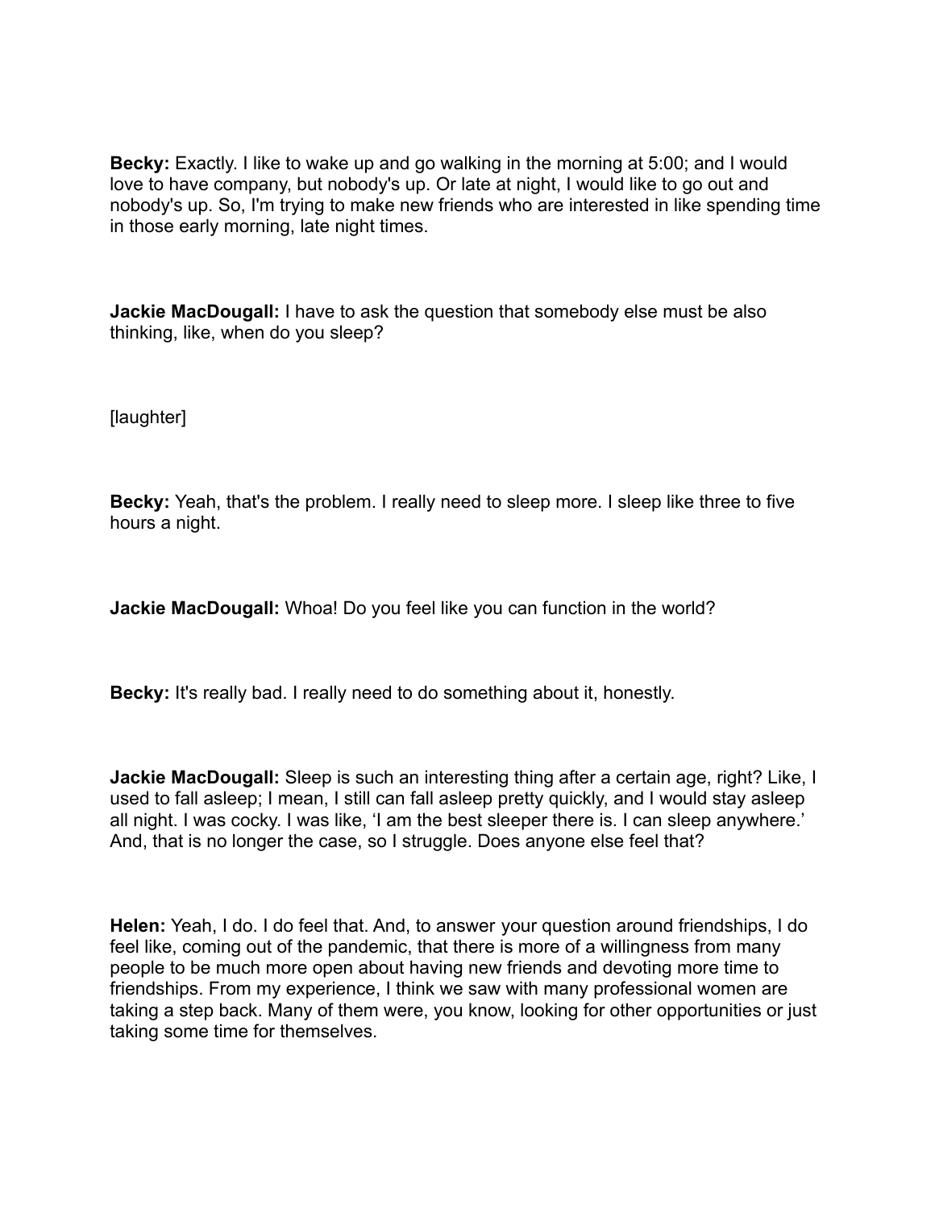**Becky:** Exactly. I like to wake up and go walking in the morning at 5:00; and I would love to have company, but nobody's up. Or late at night, I would like to go out and nobody's up. So, I'm trying to make new friends who are interested in like spending time in those early morning, late night times.

**Jackie MacDougall:** I have to ask the question that somebody else must be also thinking, like, when do you sleep?

[laughter]

**Becky:** Yeah, that's the problem. I really need to sleep more. I sleep like three to five hours a night.

**Jackie MacDougall:** Whoa! Do you feel like you can function in the world?

**Becky:** It's really bad. I really need to do something about it, honestly.

**Jackie MacDougall:** Sleep is such an interesting thing after a certain age, right? Like, I used to fall asleep; I mean, I still can fall asleep pretty quickly, and I would stay asleep all night. I was cocky. I was like, 'I am the best sleeper there is. I can sleep anywhere.' And, that is no longer the case, so I struggle. Does anyone else feel that?

**Helen:** Yeah, I do. I do feel that. And, to answer your question around friendships, I do feel like, coming out of the pandemic, that there is more of a willingness from many people to be much more open about having new friends and devoting more time to friendships. From my experience, I think we saw with many professional women are taking a step back. Many of them were, you know, looking for other opportunities or just taking some time for themselves.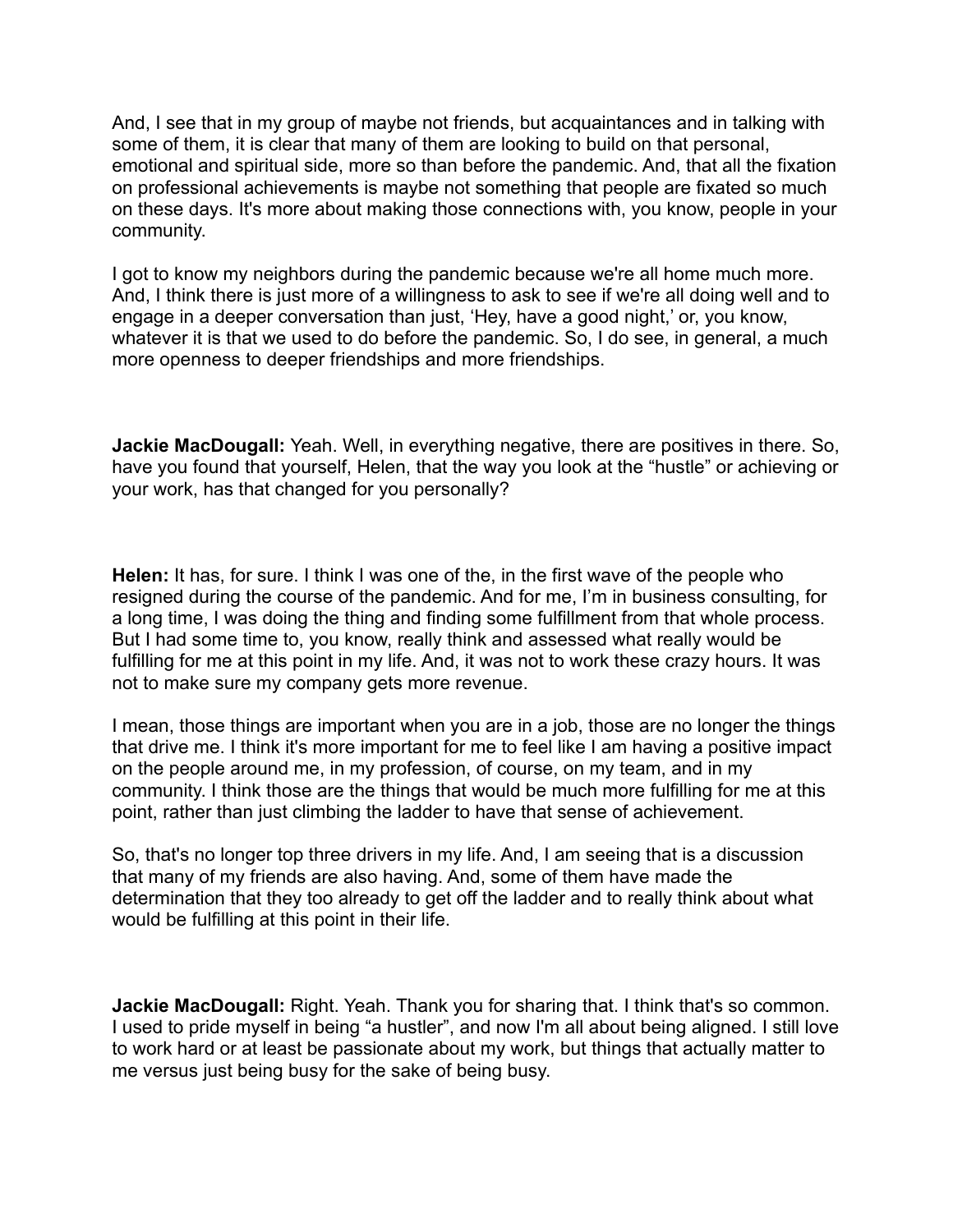And, I see that in my group of maybe not friends, but acquaintances and in talking with some of them, it is clear that many of them are looking to build on that personal, emotional and spiritual side, more so than before the pandemic. And, that all the fixation on professional achievements is maybe not something that people are fixated so much on these days. It's more about making those connections with, you know, people in your community.

I got to know my neighbors during the pandemic because we're all home much more. And, I think there is just more of a willingness to ask to see if we're all doing well and to engage in a deeper conversation than just, 'Hey, have a good night,' or, you know, whatever it is that we used to do before the pandemic. So, I do see, in general, a much more openness to deeper friendships and more friendships.

**Jackie MacDougall:** Yeah. Well, in everything negative, there are positives in there. So, have you found that yourself, Helen, that the way you look at the "hustle" or achieving or your work, has that changed for you personally?

**Helen:** It has, for sure. I think I was one of the, in the first wave of the people who resigned during the course of the pandemic. And for me, I'm in business consulting, for a long time, I was doing the thing and finding some fulfillment from that whole process. But I had some time to, you know, really think and assessed what really would be fulfilling for me at this point in my life. And, it was not to work these crazy hours. It was not to make sure my company gets more revenue.

I mean, those things are important when you are in a job, those are no longer the things that drive me. I think it's more important for me to feel like I am having a positive impact on the people around me, in my profession, of course, on my team, and in my community. I think those are the things that would be much more fulfilling for me at this point, rather than just climbing the ladder to have that sense of achievement.

So, that's no longer top three drivers in my life. And, I am seeing that is a discussion that many of my friends are also having. And, some of them have made the determination that they too already to get off the ladder and to really think about what would be fulfilling at this point in their life.

**Jackie MacDougall:** Right. Yeah. Thank you for sharing that. I think that's so common. I used to pride myself in being "a hustler", and now I'm all about being aligned. I still love to work hard or at least be passionate about my work, but things that actually matter to me versus just being busy for the sake of being busy.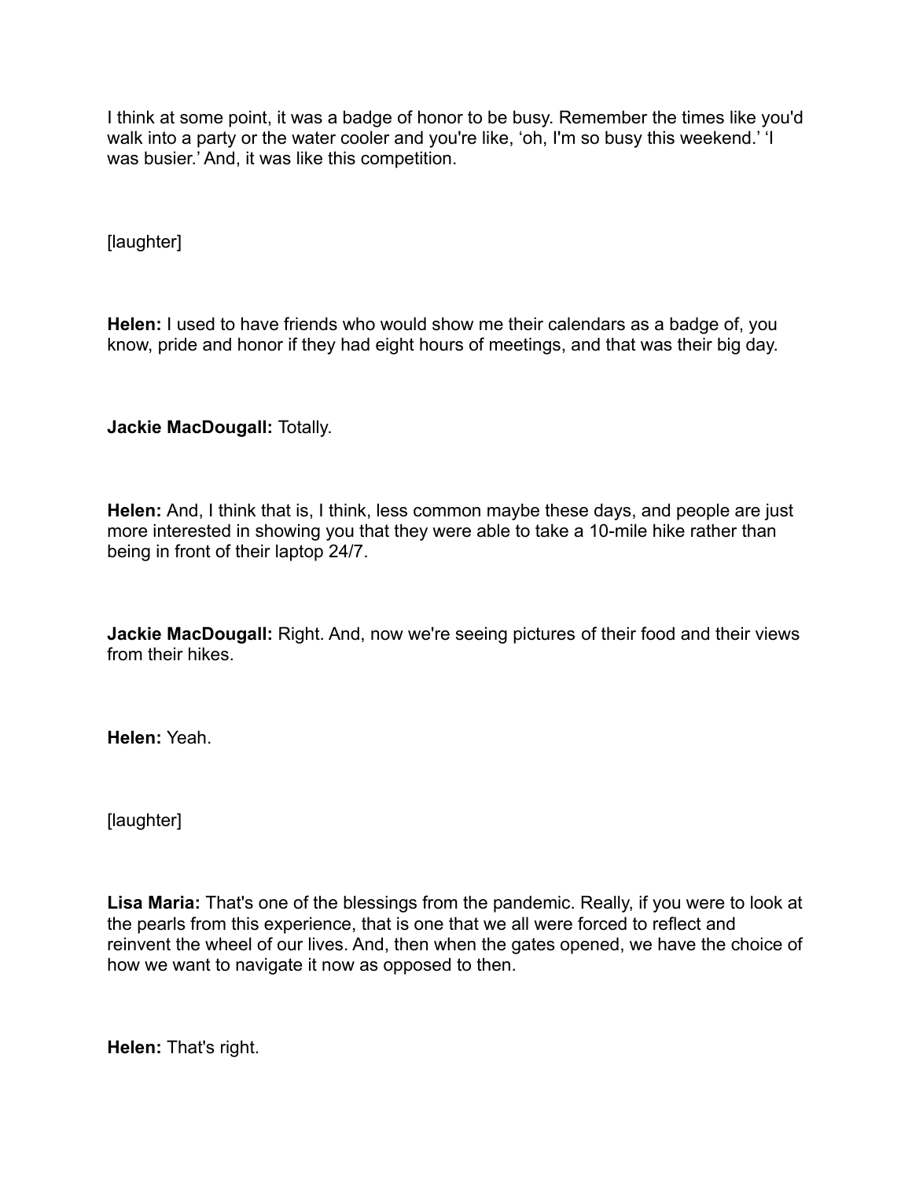I think at some point, it was a badge of honor to be busy. Remember the times like you'd walk into a party or the water cooler and you're like, 'oh, I'm so busy this weekend.' 'I was busier.' And, it was like this competition.

[laughter]

**Helen:** I used to have friends who would show me their calendars as a badge of, you know, pride and honor if they had eight hours of meetings, and that was their big day.

**Jackie MacDougall:** Totally.

**Helen:** And, I think that is, I think, less common maybe these days, and people are just more interested in showing you that they were able to take a 10-mile hike rather than being in front of their laptop 24/7.

**Jackie MacDougall:** Right. And, now we're seeing pictures of their food and their views from their hikes.

**Helen:** Yeah.

[laughter]

**Lisa Maria:** That's one of the blessings from the pandemic. Really, if you were to look at the pearls from this experience, that is one that we all were forced to reflect and reinvent the wheel of our lives. And, then when the gates opened, we have the choice of how we want to navigate it now as opposed to then.

**Helen:** That's right.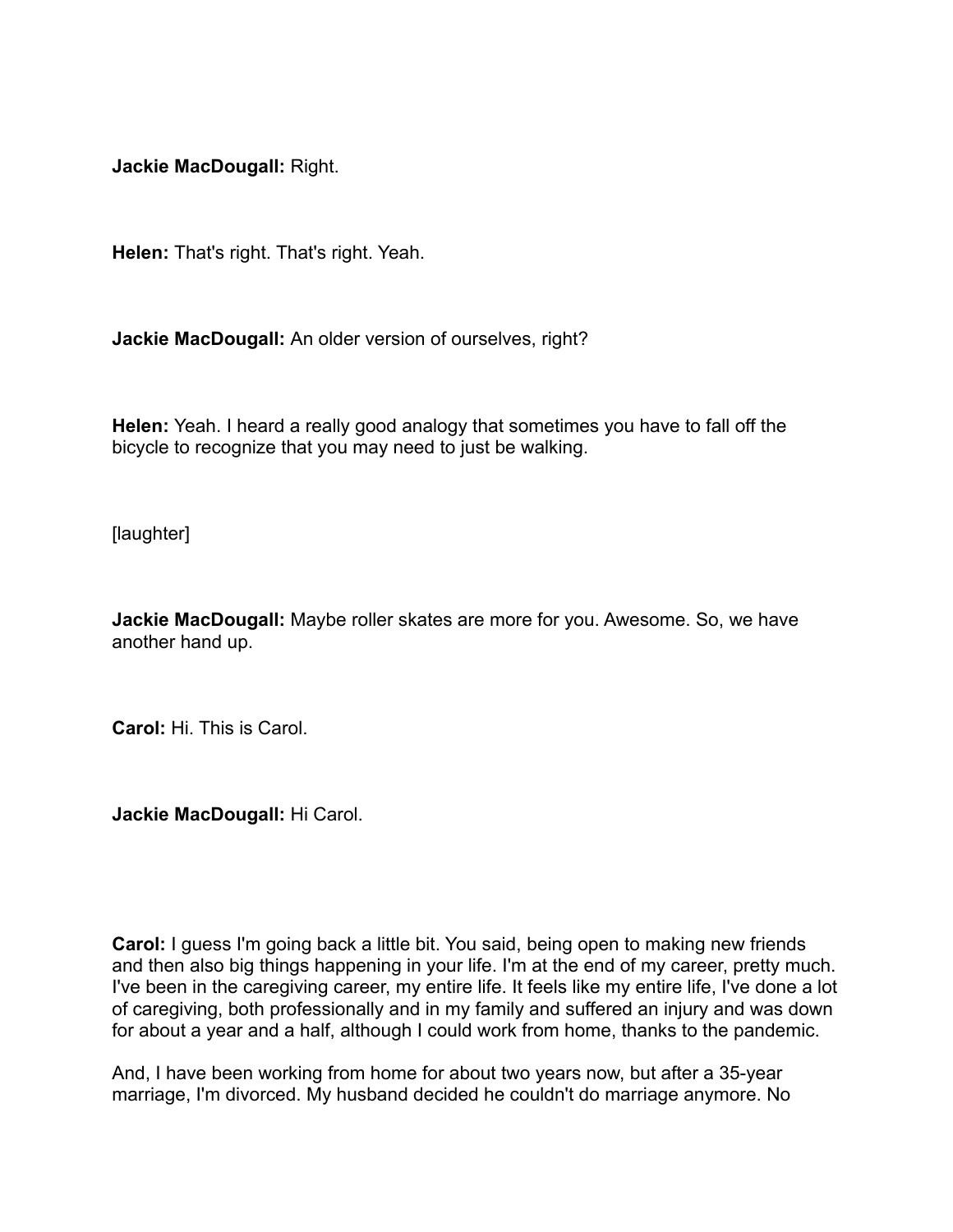**Jackie MacDougall:** Right.

**Helen:** That's right. That's right. Yeah.

**Jackie MacDougall:** An older version of ourselves, right?

**Helen:** Yeah. I heard a really good analogy that sometimes you have to fall off the bicycle to recognize that you may need to just be walking.

[laughter]

**Jackie MacDougall:** Maybe roller skates are more for you. Awesome. So, we have another hand up.

**Carol:** Hi. This is Carol.

**Jackie MacDougall:** Hi Carol.

**Carol:** I guess I'm going back a little bit. You said, being open to making new friends and then also big things happening in your life. I'm at the end of my career, pretty much. I've been in the caregiving career, my entire life. It feels like my entire life, I've done a lot of caregiving, both professionally and in my family and suffered an injury and was down for about a year and a half, although I could work from home, thanks to the pandemic.

And, I have been working from home for about two years now, but after a 35-year marriage, I'm divorced. My husband decided he couldn't do marriage anymore. No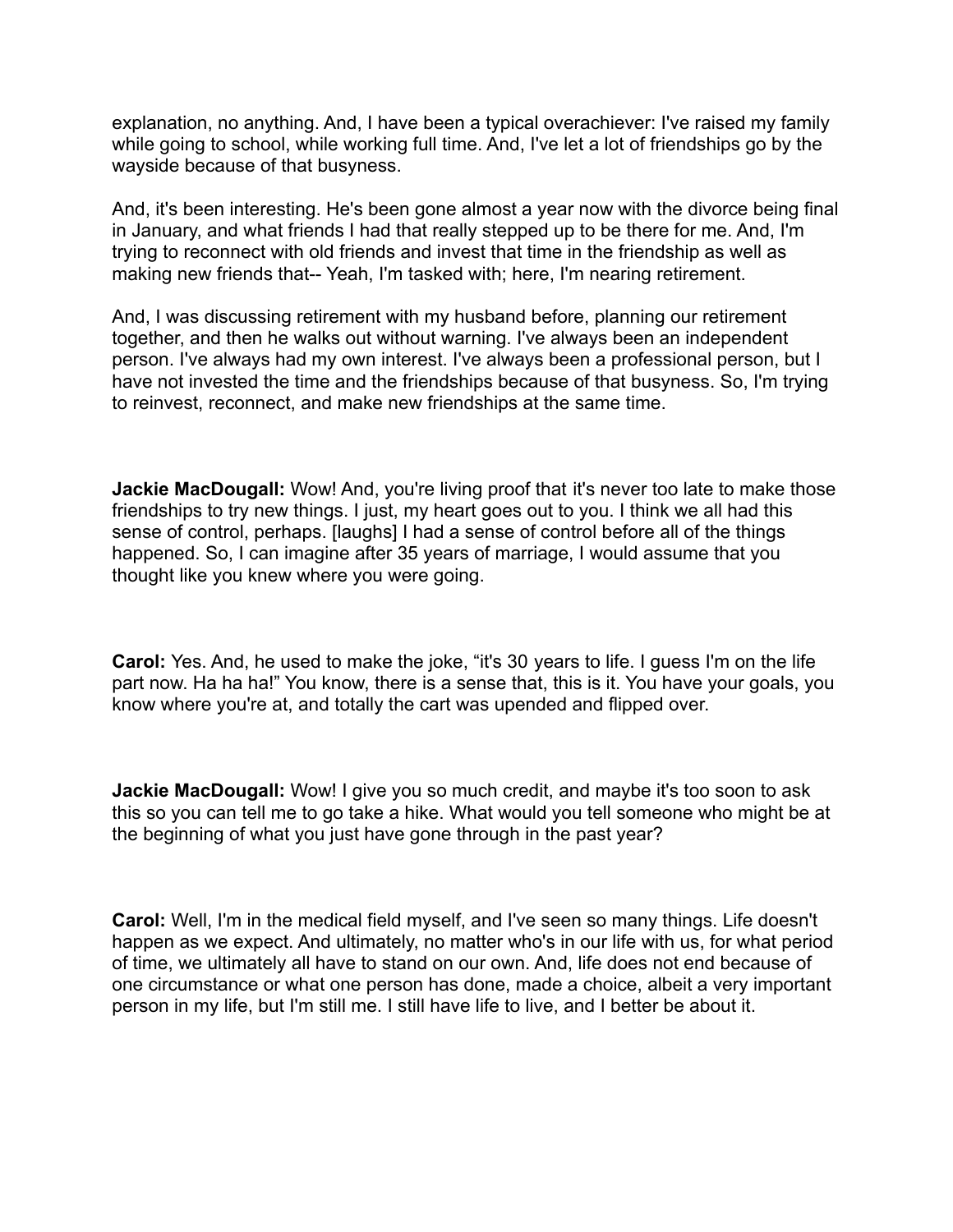explanation, no anything. And, I have been a typical overachiever: I've raised my family while going to school, while working full time. And, I've let a lot of friendships go by the wayside because of that busyness.

And, it's been interesting. He's been gone almost a year now with the divorce being final in January, and what friends I had that really stepped up to be there for me. And, I'm trying to reconnect with old friends and invest that time in the friendship as well as making new friends that-- Yeah, I'm tasked with; here, I'm nearing retirement.

And, I was discussing retirement with my husband before, planning our retirement together, and then he walks out without warning. I've always been an independent person. I've always had my own interest. I've always been a professional person, but I have not invested the time and the friendships because of that busyness. So, I'm trying to reinvest, reconnect, and make new friendships at the same time.

**Jackie MacDougall:** Wow! And, you're living proof that it's never too late to make those friendships to try new things. I just, my heart goes out to you. I think we all had this sense of control, perhaps. [laughs] I had a sense of control before all of the things happened. So, I can imagine after 35 years of marriage, I would assume that you thought like you knew where you were going.

**Carol:** Yes. And, he used to make the joke, "it's 30 years to life. I guess I'm on the life part now. Ha ha ha!" You know, there is a sense that, this is it. You have your goals, you know where you're at, and totally the cart was upended and flipped over.

**Jackie MacDougall:** Wow! I give you so much credit, and maybe it's too soon to ask this so you can tell me to go take a hike. What would you tell someone who might be at the beginning of what you just have gone through in the past year?

**Carol:** Well, I'm in the medical field myself, and I've seen so many things. Life doesn't happen as we expect. And ultimately, no matter who's in our life with us, for what period of time, we ultimately all have to stand on our own. And, life does not end because of one circumstance or what one person has done, made a choice, albeit a very important person in my life, but I'm still me. I still have life to live, and I better be about it.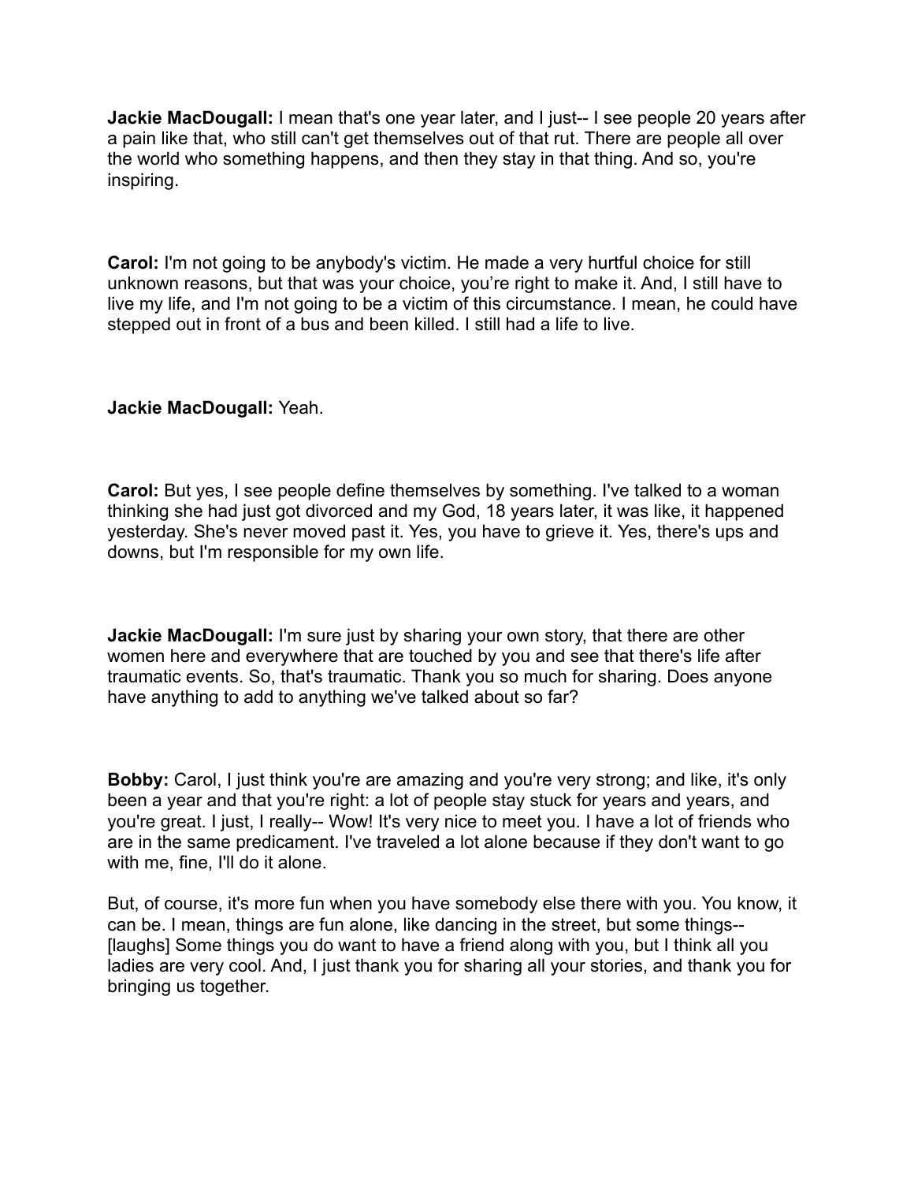**Jackie MacDougall:** I mean that's one year later, and I just-- I see people 20 years after a pain like that, who still can't get themselves out of that rut. There are people all over the world who something happens, and then they stay in that thing. And so, you're inspiring.

**Carol:** I'm not going to be anybody's victim. He made a very hurtful choice for still unknown reasons, but that was your choice, you're right to make it. And, I still have to live my life, and I'm not going to be a victim of this circumstance. I mean, he could have stepped out in front of a bus and been killed. I still had a life to live.

**Jackie MacDougall:** Yeah.

**Carol:** But yes, I see people define themselves by something. I've talked to a woman thinking she had just got divorced and my God, 18 years later, it was like, it happened yesterday. She's never moved past it. Yes, you have to grieve it. Yes, there's ups and downs, but I'm responsible for my own life.

**Jackie MacDougall:** I'm sure just by sharing your own story, that there are other women here and everywhere that are touched by you and see that there's life after traumatic events. So, that's traumatic. Thank you so much for sharing. Does anyone have anything to add to anything we've talked about so far?

**Bobby:** Carol, I just think you're are amazing and you're very strong; and like, it's only been a year and that you're right: a lot of people stay stuck for years and years, and you're great. I just, I really-- Wow! It's very nice to meet you. I have a lot of friends who are in the same predicament. I've traveled a lot alone because if they don't want to go with me, fine, I'll do it alone.

But, of course, it's more fun when you have somebody else there with you. You know, it can be. I mean, things are fun alone, like dancing in the street, but some things-- [laughs] Some things you do want to have a friend along with you, but I think all you ladies are very cool. And, I just thank you for sharing all your stories, and thank you for bringing us together.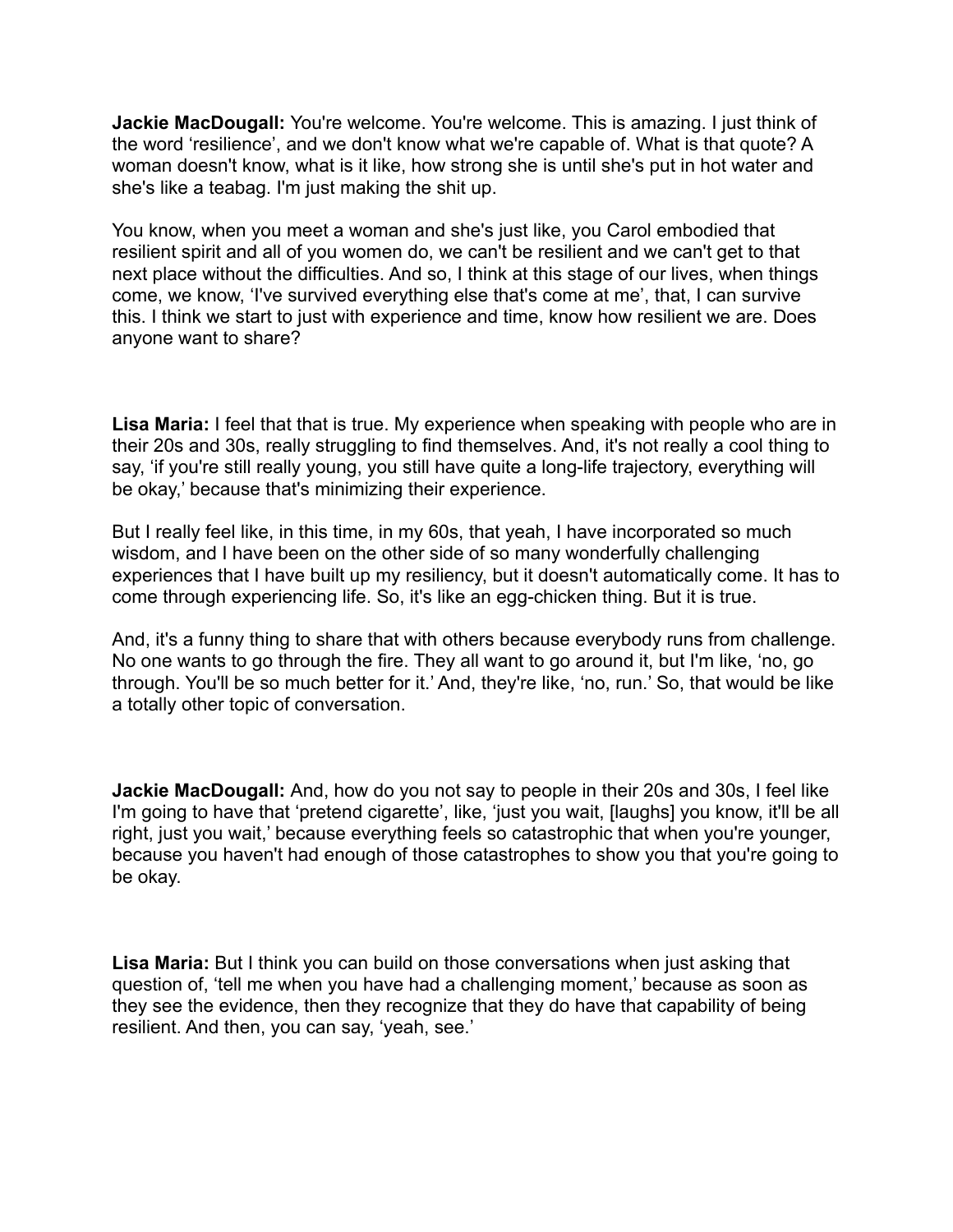**Jackie MacDougall:** You're welcome. You're welcome. This is amazing. I just think of the word 'resilience', and we don't know what we're capable of. What is that quote? A woman doesn't know, what is it like, how strong she is until she's put in hot water and she's like a teabag. I'm just making the shit up.

You know, when you meet a woman and she's just like, you Carol embodied that resilient spirit and all of you women do, we can't be resilient and we can't get to that next place without the difficulties. And so, I think at this stage of our lives, when things come, we know, 'I've survived everything else that's come at me', that, I can survive this. I think we start to just with experience and time, know how resilient we are. Does anyone want to share?

**Lisa Maria:** I feel that that is true. My experience when speaking with people who are in their 20s and 30s, really struggling to find themselves. And, it's not really a cool thing to say, 'if you're still really young, you still have quite a long-life trajectory, everything will be okay,' because that's minimizing their experience.

But I really feel like, in this time, in my 60s, that yeah, I have incorporated so much wisdom, and I have been on the other side of so many wonderfully challenging experiences that I have built up my resiliency, but it doesn't automatically come. It has to come through experiencing life. So, it's like an egg-chicken thing. But it is true.

And, it's a funny thing to share that with others because everybody runs from challenge. No one wants to go through the fire. They all want to go around it, but I'm like, 'no, go through. You'll be so much better for it.' And, they're like, 'no, run.' So, that would be like a totally other topic of conversation.

**Jackie MacDougall:** And, how do you not say to people in their 20s and 30s, I feel like I'm going to have that 'pretend cigarette', like, 'just you wait, [laughs] you know, it'll be all right, just you wait,' because everything feels so catastrophic that when you're younger, because you haven't had enough of those catastrophes to show you that you're going to be okay.

**Lisa Maria:** But I think you can build on those conversations when just asking that question of, 'tell me when you have had a challenging moment,' because as soon as they see the evidence, then they recognize that they do have that capability of being resilient. And then, you can say, 'yeah, see.'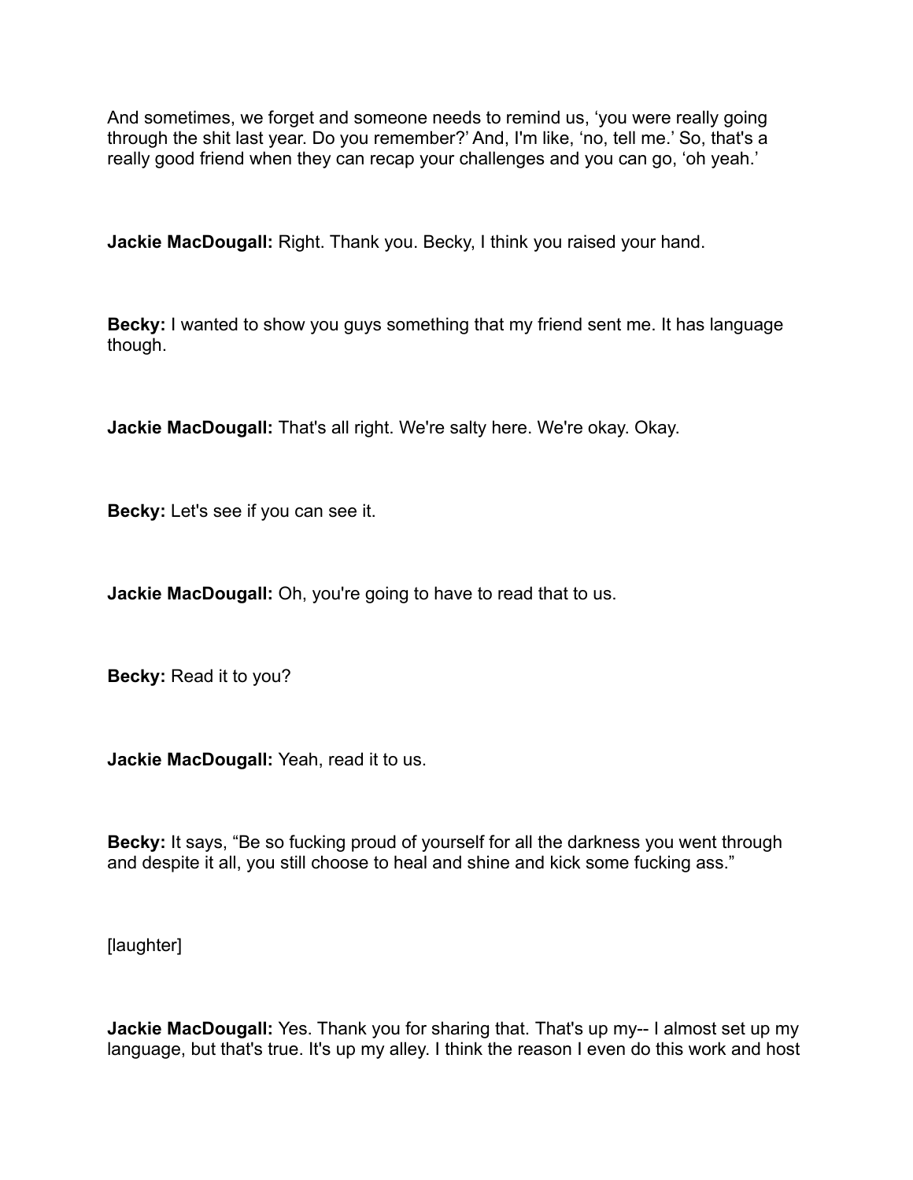And sometimes, we forget and someone needs to remind us, 'you were really going through the shit last year. Do you remember?' And, I'm like, 'no, tell me.' So, that's a really good friend when they can recap your challenges and you can go, 'oh yeah.'

**Jackie MacDougall:** Right. Thank you. Becky, I think you raised your hand.

**Becky:** I wanted to show you guys something that my friend sent me. It has language though.

**Jackie MacDougall:** That's all right. We're salty here. We're okay. Okay.

**Becky:** Let's see if you can see it.

**Jackie MacDougall:** Oh, you're going to have to read that to us.

**Becky:** Read it to you?

**Jackie MacDougall:** Yeah, read it to us.

**Becky:** It says, "Be so fucking proud of yourself for all the darkness you went through and despite it all, you still choose to heal and shine and kick some fucking ass."

[laughter]

**Jackie MacDougall:** Yes. Thank you for sharing that. That's up my-- I almost set up my language, but that's true. It's up my alley. I think the reason I even do this work and host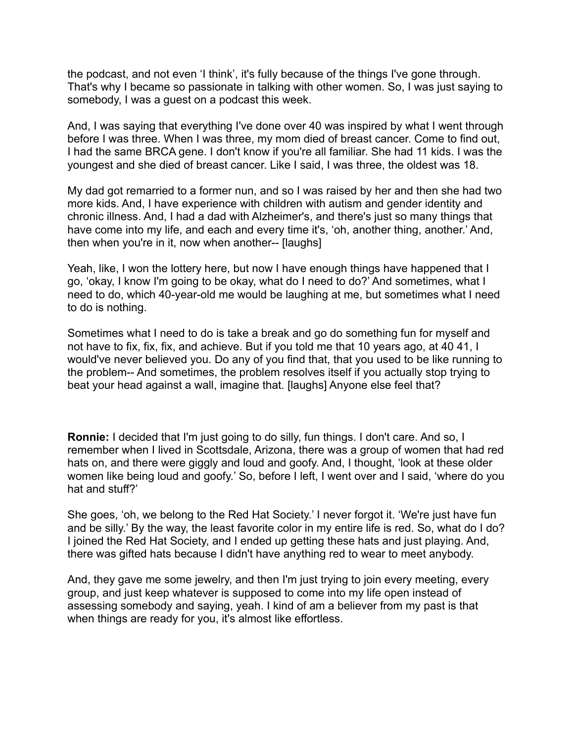the podcast, and not even 'I think', it's fully because of the things I've gone through. That's why I became so passionate in talking with other women. So, I was just saying to somebody, I was a guest on a podcast this week.

And, I was saying that everything I've done over 40 was inspired by what I went through before I was three. When I was three, my mom died of breast cancer. Come to find out, I had the same BRCA gene. I don't know if you're all familiar. She had 11 kids. I was the youngest and she died of breast cancer. Like I said, I was three, the oldest was 18.

My dad got remarried to a former nun, and so I was raised by her and then she had two more kids. And, I have experience with children with autism and gender identity and chronic illness. And, I had a dad with Alzheimer's, and there's just so many things that have come into my life, and each and every time it's, 'oh, another thing, another.' And, then when you're in it, now when another-- [laughs]

Yeah, like, I won the lottery here, but now I have enough things have happened that I go, 'okay, I know I'm going to be okay, what do I need to do?' And sometimes, what I need to do, which 40-year-old me would be laughing at me, but sometimes what I need to do is nothing.

Sometimes what I need to do is take a break and go do something fun for myself and not have to fix, fix, fix, and achieve. But if you told me that 10 years ago, at 40 41, I would've never believed you. Do any of you find that, that you used to be like running to the problem-- And sometimes, the problem resolves itself if you actually stop trying to beat your head against a wall, imagine that. [laughs] Anyone else feel that?

**Ronnie:** I decided that I'm just going to do silly, fun things. I don't care. And so, I remember when I lived in Scottsdale, Arizona, there was a group of women that had red hats on, and there were giggly and loud and goofy. And, I thought, 'look at these older women like being loud and goofy.' So, before I left, I went over and I said, 'where do you hat and stuff?'

She goes, 'oh, we belong to the Red Hat Society.' I never forgot it. 'We're just have fun and be silly.' By the way, the least favorite color in my entire life is red. So, what do I do? I joined the Red Hat Society, and I ended up getting these hats and just playing. And, there was gifted hats because I didn't have anything red to wear to meet anybody.

And, they gave me some jewelry, and then I'm just trying to join every meeting, every group, and just keep whatever is supposed to come into my life open instead of assessing somebody and saying, yeah. I kind of am a believer from my past is that when things are ready for you, it's almost like effortless.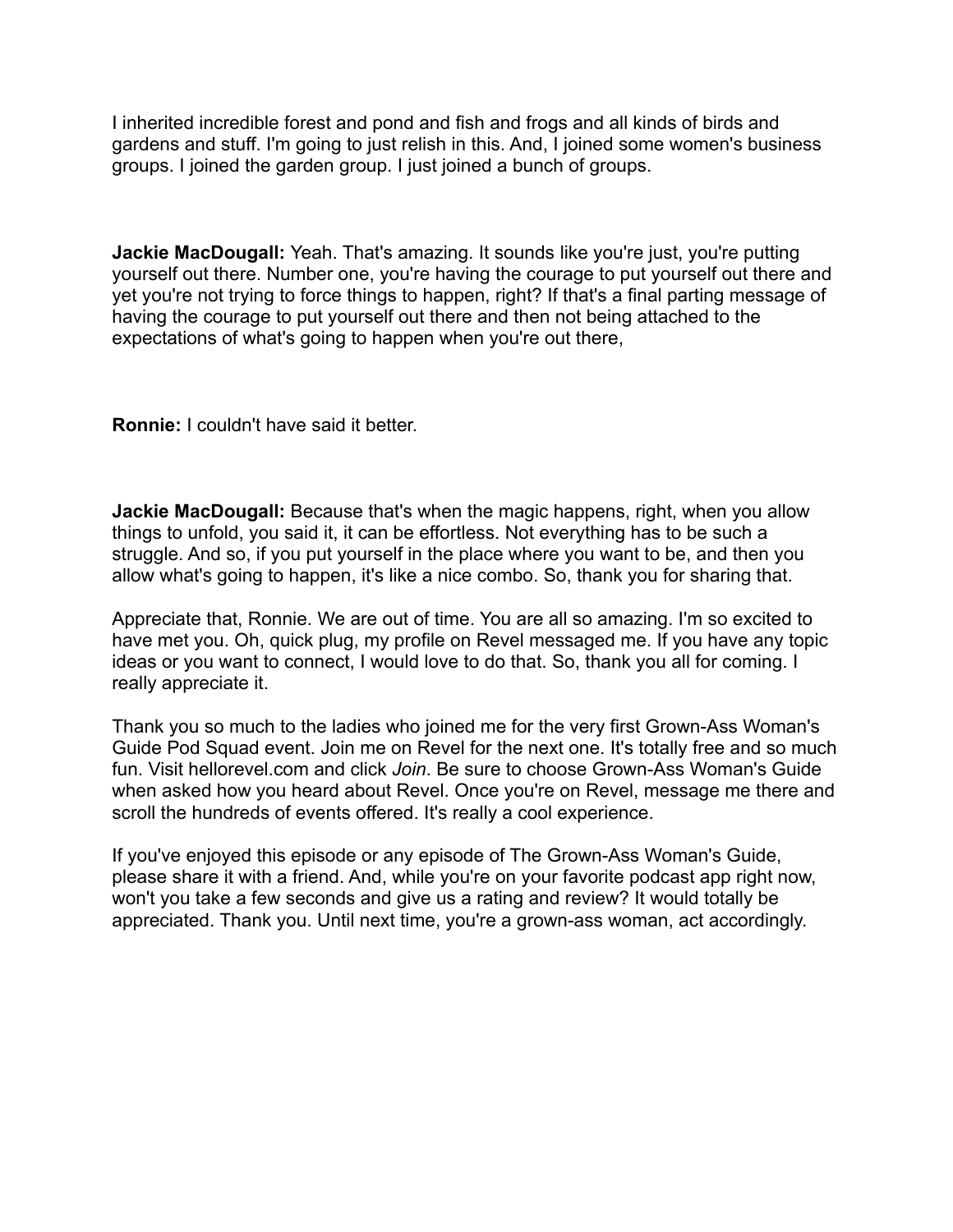I inherited incredible forest and pond and fish and frogs and all kinds of birds and gardens and stuff. I'm going to just relish in this. And, I joined some women's business groups. I joined the garden group. I just joined a bunch of groups.

**Jackie MacDougall:** Yeah. That's amazing. It sounds like you're just, you're putting yourself out there. Number one, you're having the courage to put yourself out there and yet you're not trying to force things to happen, right? If that's a final parting message of having the courage to put yourself out there and then not being attached to the expectations of what's going to happen when you're out there,

**Ronnie:** I couldn't have said it better.

**Jackie MacDougall:** Because that's when the magic happens, right, when you allow things to unfold, you said it, it can be effortless. Not everything has to be such a struggle. And so, if you put yourself in the place where you want to be, and then you allow what's going to happen, it's like a nice combo. So, thank you for sharing that.

Appreciate that, Ronnie. We are out of time. You are all so amazing. I'm so excited to have met you. Oh, quick plug, my profile on Revel messaged me. If you have any topic ideas or you want to connect, I would love to do that. So, thank you all for coming. I really appreciate it.

Thank you so much to the ladies who joined me for the very first Grown-Ass Woman's Guide Pod Squad event. Join me on Revel for the next one. It's totally free and so much fun. Visit hellorevel.com and click *Join*. Be sure to choose Grown-Ass Woman's Guide when asked how you heard about Revel. Once you're on Revel, message me there and scroll the hundreds of events offered. It's really a cool experience.

If you've enjoyed this episode or any episode of The Grown-Ass Woman's Guide, please share it with a friend. And, while you're on your favorite podcast app right now, won't you take a few seconds and give us a rating and review? It would totally be appreciated. Thank you. Until next time, you're a grown-ass woman, act accordingly.